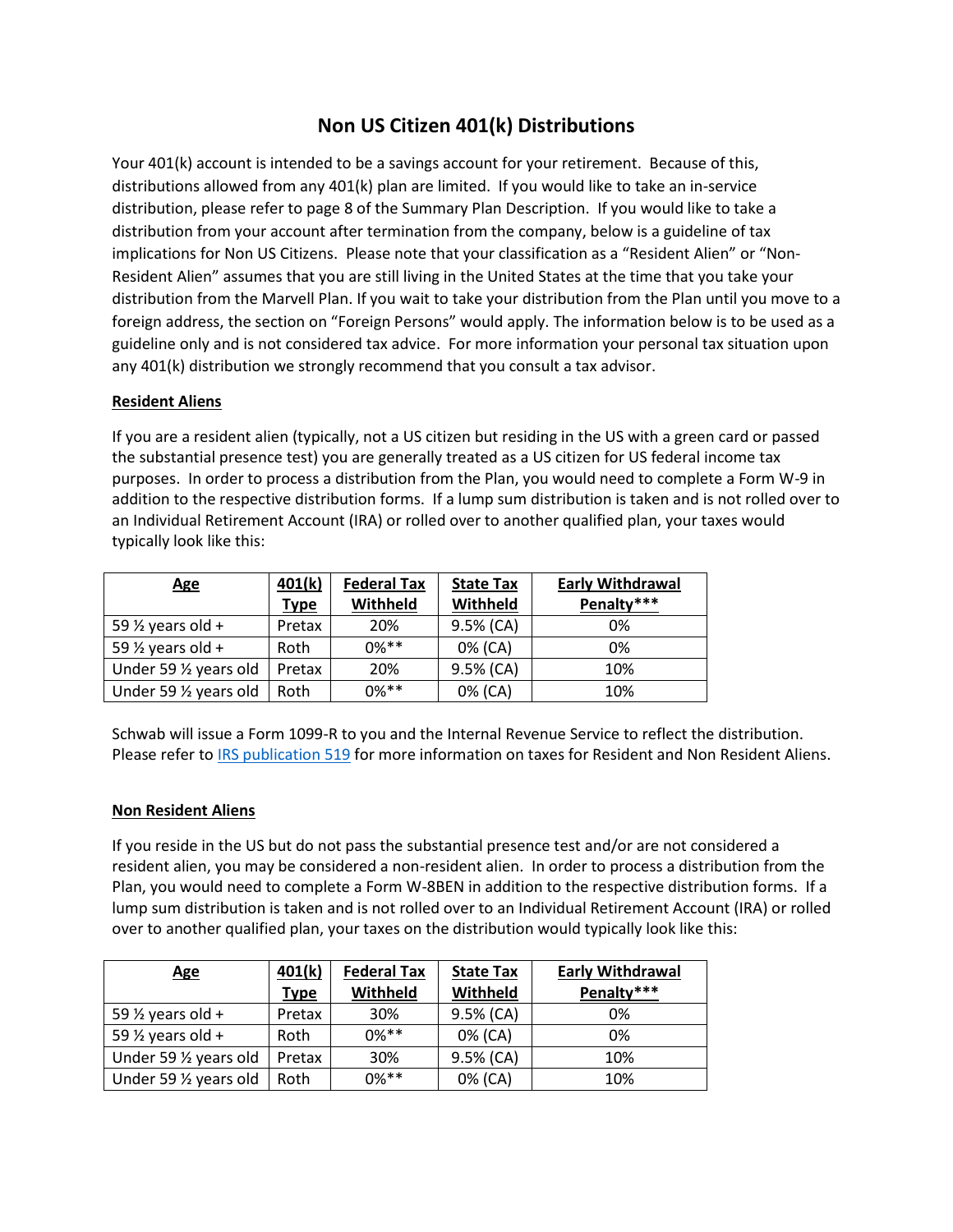# Non US Citizen 401(k) Distributions

Your 401(k) account is intended to be a savings account for your retirement. Because of this, distributions allowed from any 401(k) plan are limited. If you would like to take an in-service distribution, please refer to page 8 of the Summary Plan Description. If you would like to take a distribution from your account after termination from the company, below is a guideline of tax implications for Non US Citizens. Please note that your classification as a "Resident Alien" or "Non-Resident Alien" assumes that you are still living in the United States at the time that you take your distribution from the Marvell Plan. If you wait to take your distribution from the Plan until you move to a foreign address, the section on "Foreign Persons" would apply. The information below is to be used as a guideline only and is not considered tax advice. For more information your personal tax situation upon any 401(k) distribution we strongly recommend that you consult a tax advisor.

**Resident Aliens**

If you are a resident alien (typically, not a US citizen but residing in the US with a green card or passed the substantial presence test) you are generally treated as a US citizen for US federal income tax purposes. In order to process a distribution from the Plan, you would need to complete a Form W-9 in addition to the respective distribution forms. If a lump sum distribution is taken and is not rolled over to an Individual Retirement Account (IRA) or rolled over to another qualified plan, your taxes would typically look like this:

| Age | 401(k) Type | Federal Tax Withheld | State Tax Withheld | Early Withdrawal Penalty*** |
|---|---|---|---|---|
| 59 ½ years old + | Pretax | 20% | 9.5% (CA) | 0% |
| 59 ½ years old + | Roth | 0%** | 0% (CA) | 0% |
| Under 59 ½ years old | Pretax | 20% | 9.5% (CA) | 10% |
| Under 59 ½ years old | Roth | 0%** | 0% (CA) | 10% |

Schwab will issue a Form 1099-R to you and the Internal Revenue Service to reflect the distribution. Please refer to IRS publication 519 for more information on taxes for Resident and Non Resident Aliens.

**Non Resident Aliens**

If you reside in the US but do not pass the substantial presence test and/or are not considered a resident alien, you may be considered a non-resident alien. In order to process a distribution from the Plan, you would need to complete a Form W-8BEN in addition to the respective distribution forms. If a lump sum distribution is taken and is not rolled over to an Individual Retirement Account (IRA) or rolled over to another qualified plan, your taxes on the distribution would typically look like this:

| Age | 401(k) Type | Federal Tax Withheld | State Tax Withheld | Early Withdrawal Penalty*** |
|---|---|---|---|---|
| 59 ½ years old + | Pretax | 30% | 9.5% (CA) | 0% |
| 59 ½ years old + | Roth | 0%** | 0% (CA) | 0% |
| Under 59 ½ years old | Pretax | 30% | 9.5% (CA) | 10% |
| Under 59 ½ years old | Roth | 0%** | 0% (CA) | 10% |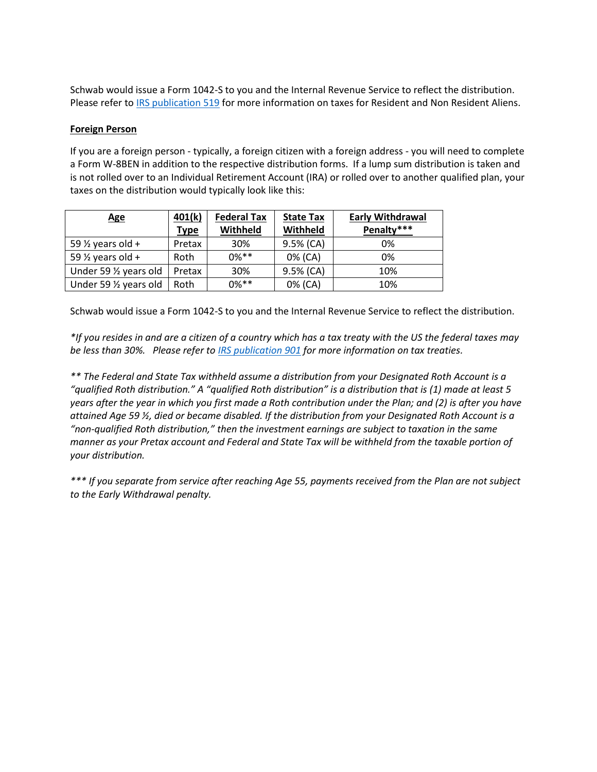Schwab would issue a Form 1042-S to you and the Internal Revenue Service to reflect the distribution. Please refer to IRS publication 519 for more information on taxes for Resident and Non Resident Aliens.

**Foreign Person**

If you are a foreign person - typically, a foreign citizen with a foreign address - you will need to complete a Form W-8BEN in addition to the respective distribution forms. If a lump sum distribution is taken and is not rolled over to an Individual Retirement Account (IRA) or rolled over to another qualified plan, your taxes on the distribution would typically look like this:

| Age | 401(k) Type | Federal Tax Withheld | State Tax Withheld | Early Withdrawal Penalty*** |
|---|---|---|---|---|
| 59 ½ years old + | Pretax | 30% | 9.5% (CA) | 0% |
| 59 ½ years old + | Roth | 0%** | 0% (CA) | 0% |
| Under 59 ½ years old | Pretax | 30% | 9.5% (CA) | 10% |
| Under 59 ½ years old | Roth | 0%** | 0% (CA) | 10% |

Schwab would issue a Form 1042-S to you and the Internal Revenue Service to reflect the distribution.

*\*If you resides in and are a citizen of a country which has a tax treaty with the US the federal taxes may be less than 30%. Please refer to IRS publication 901 for more information on tax treaties.*

*\*\* The Federal and State Tax withheld assume a distribution from your Designated Roth Account is a "qualified Roth distribution." A "qualified Roth distribution" is a distribution that is (1) made at least 5 years after the year in which you first made a Roth contribution under the Plan; and (2) is after you have attained Age 59 ½, died or became disabled. If the distribution from your Designated Roth Account is a "non-qualified Roth distribution," then the investment earnings are subject to taxation in the same manner as your Pretax account and Federal and State Tax will be withheld from the taxable portion of your distribution.*

*\*\*\* If you separate from service after reaching Age 55, payments received from the Plan are not subject to the Early Withdrawal penalty.*